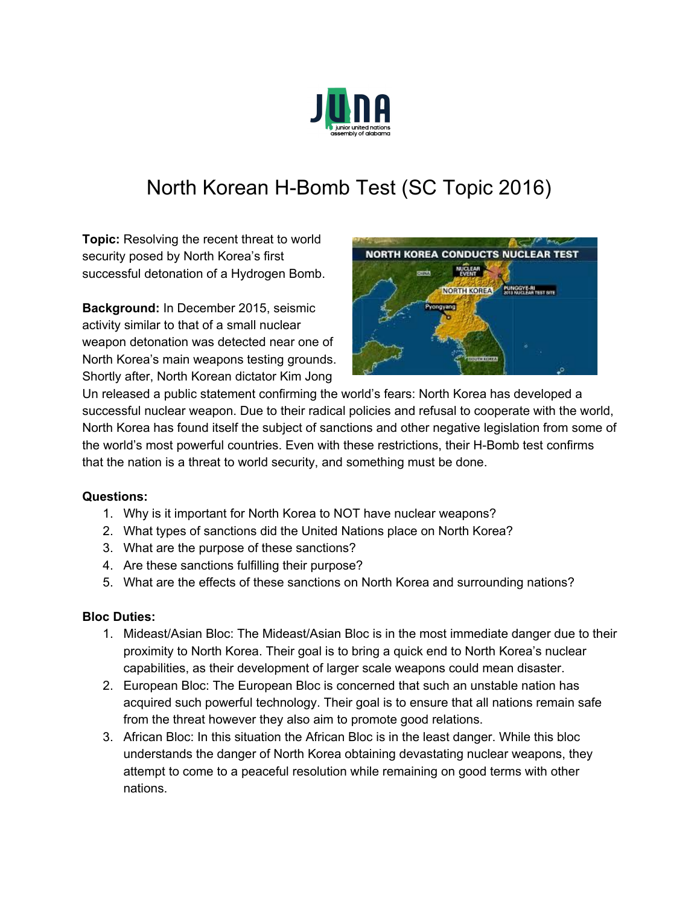# North Korean H-Bomb Test (SC Topic 2016)

**Topic:** Resolving the recent threat to world security posed by North Korea's first successful detonation of a Hydrogen Bomb.

**Background:** In December 2015, seismic activity similar to that of a small nuclear weapon detonation was detected near one of North Korea's main weapons testing grounds. Shortly after, North Korean dictator Kim Jong Un released a public statement confirming the world's fears: North Korea has developed a successful nuclear weapon. Due to their radical policies and refusal to cooperate with the world, North Korea has found itself the subject of sanctions and other negative legislation from some of the world's most powerful countries. Even with these restrictions, their H-Bomb test confirms that the nation is a threat to world security, and something must be done.

**Questions:**

1. Why is it important for North Korea to NOT have nuclear weapons?
2. What types of sanctions did the United Nations place on North Korea?
3. What are the purpose of these sanctions?
4. Are these sanctions fulfilling their purpose?
5. What are the effects of these sanctions on North Korea and surrounding nations?

**Bloc Duties:**

1. Mideast/Asian Bloc: The Mideast/Asian Bloc is in the most immediate danger due to their proximity to North Korea. Their goal is to bring a quick end to North Korea's nuclear capabilities, as their development of larger scale weapons could mean disaster.
2. European Bloc: The European Bloc is concerned that such an unstable nation has acquired such powerful technology. Their goal is to ensure that all nations remain safe from the threat however they also aim to promote good relations.
3. African Bloc: In this situation the African Bloc is in the least danger. While this bloc understands the danger of North Korea obtaining devastating nuclear weapons, they attempt to come to a peaceful resolution while remaining on good terms with other nations.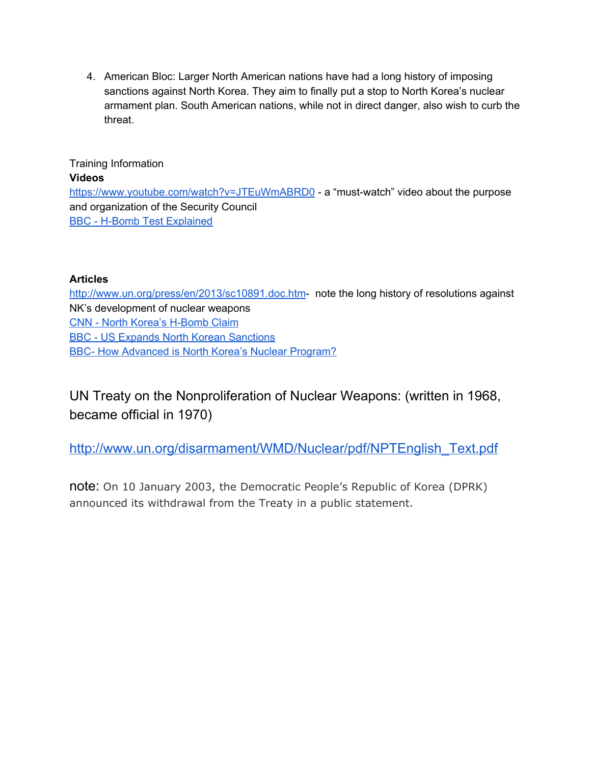4. American Bloc: Larger North American nations have had a long history of imposing sanctions against North Korea. They aim to finally put a stop to North Korea's nuclear armament plan. South American nations, while not in direct danger, also wish to curb the threat.

Training Information

**Videos**

https://www.youtube.com/watch?v=JTEuWmABRD0 - a "must-watch" video about the purpose and organization of the Security Council

BBC - H-Bomb Test Explained

**Articles**

http://www.un.org/press/en/2013/sc10891.doc.htm- note the long history of resolutions against NK's development of nuclear weapons

CNN - North Korea's H-Bomb Claim

BBC - US Expands North Korean Sanctions

BBC- How Advanced is North Korea's Nuclear Program?

## UN Treaty on the Nonproliferation of Nuclear Weapons: (written in 1968, became official in 1970)

http://www.un.org/disarmament/WMD/Nuclear/pdf/NPTEnglish_Text.pdf

note: On 10 January 2003, the Democratic People's Republic of Korea (DPRK) announced its withdrawal from the Treaty in a public statement.